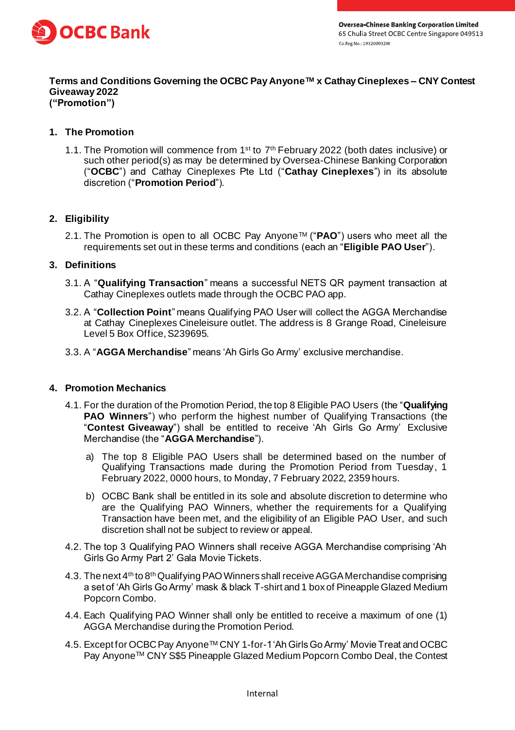OCBC Bank

**Oversea-Chinese Banking Corporation Limited**
65 Chulia Street OCBC Centre Singapore 049513
Co.Reg.No.: 193200032W

**Terms and Conditions Governing the OCBC Pay Anyone™ x Cathay Cineplexes – CNY Contest Giveaway 2022
("Promotion")**

## 1. The Promotion

1.1. The Promotion will commence from 1st to 7th February 2022 (both dates inclusive) or such other period(s) as may be determined by Oversea-Chinese Banking Corporation ("**OCBC**") and Cathay Cineplexes Pte Ltd ("**Cathay Cineplexes**") in its absolute discretion ("**Promotion Period**").

## 2. Eligibility

2.1. The Promotion is open to all OCBC Pay Anyone™ ("**PAO**") users who meet all the requirements set out in these terms and conditions (each an "**Eligible PAO User**").

## 3. Definitions

3.1. A "**Qualifying Transaction**" means a successful NETS QR payment transaction at Cathay Cineplexes outlets made through the OCBC PAO app.

3.2. A "**Collection Point**" means Qualifying PAO User will collect the AGGA Merchandise at Cathay Cineplexes Cineleisure outlet. The address is 8 Grange Road, Cineleisure Level 5 Box Office, S239695.

3.3. A "**AGGA Merchandise**" means 'Ah Girls Go Army' exclusive merchandise.

## 4. Promotion Mechanics

4.1. For the duration of the Promotion Period, the top 8 Eligible PAO Users (the "**Qualifying PAO Winners**") who perform the highest number of Qualifying Transactions (the "**Contest Giveaway**") shall be entitled to receive 'Ah Girls Go Army' Exclusive Merchandise (the "**AGGA Merchandise**").

a) The top 8 Eligible PAO Users shall be determined based on the number of Qualifying Transactions made during the Promotion Period from Tuesday, 1 February 2022, 0000 hours, to Monday, 7 February 2022, 2359 hours.

b) OCBC Bank shall be entitled in its sole and absolute discretion to determine who are the Qualifying PAO Winners, whether the requirements for a Qualifying Transaction have been met, and the eligibility of an Eligible PAO User, and such discretion shall not be subject to review or appeal.

4.2. The top 3 Qualifying PAO Winners shall receive AGGA Merchandise comprising 'Ah Girls Go Army Part 2' Gala Movie Tickets.

4.3. The next 4th to 8th Qualifying PAO Winners shall receive AGGA Merchandise comprising a set of 'Ah Girls Go Army' mask & black T-shirt and 1 box of Pineapple Glazed Medium Popcorn Combo.

4.4. Each Qualifying PAO Winner shall only be entitled to receive a maximum of one (1) AGGA Merchandise during the Promotion Period.

4.5. Except for OCBC Pay Anyone™ CNY 1-for-1 'Ah Girls Go Army' Movie Treat and OCBC Pay Anyone™ CNY S$5 Pineapple Glazed Medium Popcorn Combo Deal, the Contest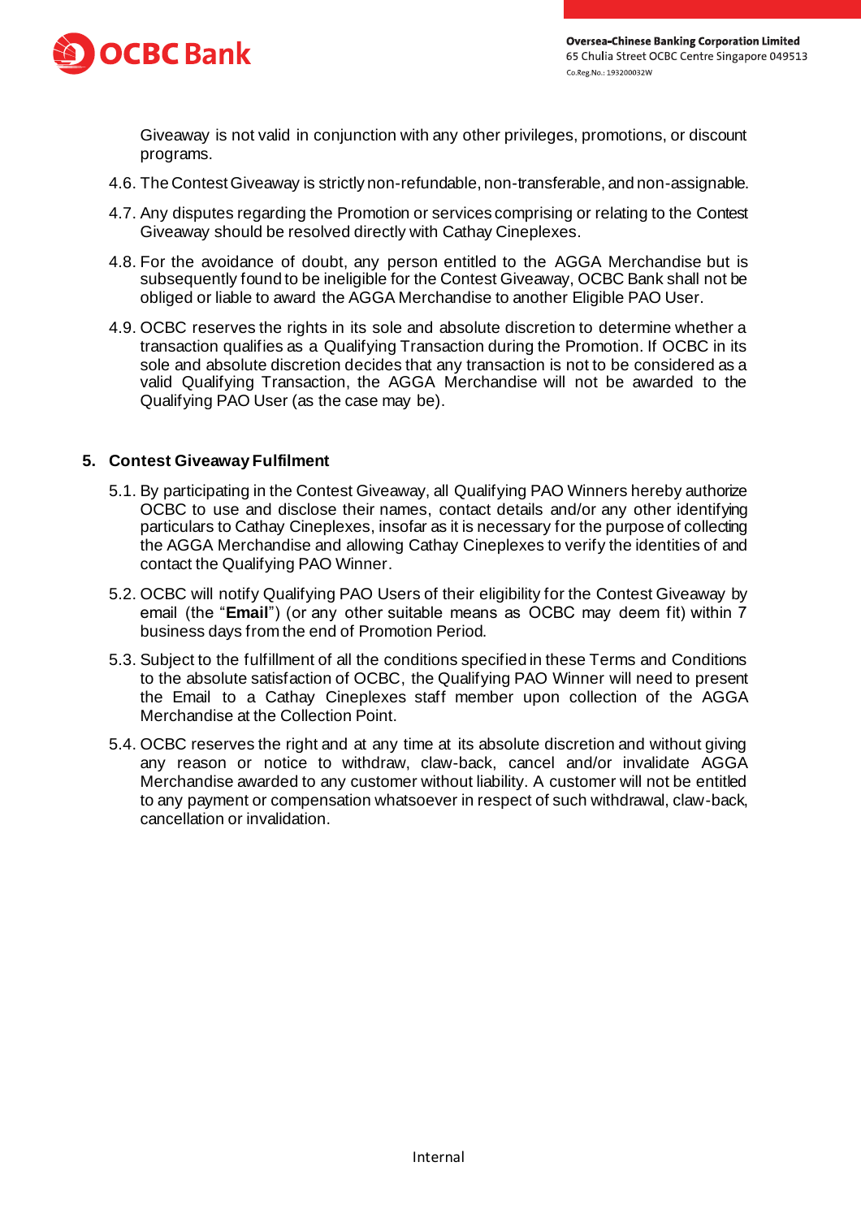Giveaway is not valid in conjunction with any other privileges, promotions, or discount programs.

4.6. The Contest Giveaway is strictly non-refundable, non-transferable, and non-assignable.

4.7. Any disputes regarding the Promotion or services comprising or relating to the Contest Giveaway should be resolved directly with Cathay Cineplexes.

4.8. For the avoidance of doubt, any person entitled to the AGGA Merchandise but is subsequently found to be ineligible for the Contest Giveaway, OCBC Bank shall not be obliged or liable to award the AGGA Merchandise to another Eligible PAO User.

4.9. OCBC reserves the rights in its sole and absolute discretion to determine whether a transaction qualifies as a Qualifying Transaction during the Promotion. If OCBC in its sole and absolute discretion decides that any transaction is not to be considered as a valid Qualifying Transaction, the AGGA Merchandise will not be awarded to the Qualifying PAO User (as the case may be).

## 5. Contest Giveaway Fulfilment

5.1. By participating in the Contest Giveaway, all Qualifying PAO Winners hereby authorize OCBC to use and disclose their names, contact details and/or any other identifying particulars to Cathay Cineplexes, insofar as it is necessary for the purpose of collecting the AGGA Merchandise and allowing Cathay Cineplexes to verify the identities of and contact the Qualifying PAO Winner.

5.2. OCBC will notify Qualifying PAO Users of their eligibility for the Contest Giveaway by email (the "**Email**") (or any other suitable means as OCBC may deem fit) within 7 business days from the end of Promotion Period.

5.3. Subject to the fulfillment of all the conditions specified in these Terms and Conditions to the absolute satisfaction of OCBC, the Qualifying PAO Winner will need to present the Email to a Cathay Cineplexes staff member upon collection of the AGGA Merchandise at the Collection Point.

5.4. OCBC reserves the right and at any time at its absolute discretion and without giving any reason or notice to withdraw, claw-back, cancel and/or invalidate AGGA Merchandise awarded to any customer without liability. A customer will not be entitled to any payment or compensation whatsoever in respect of such withdrawal, claw-back, cancellation or invalidation.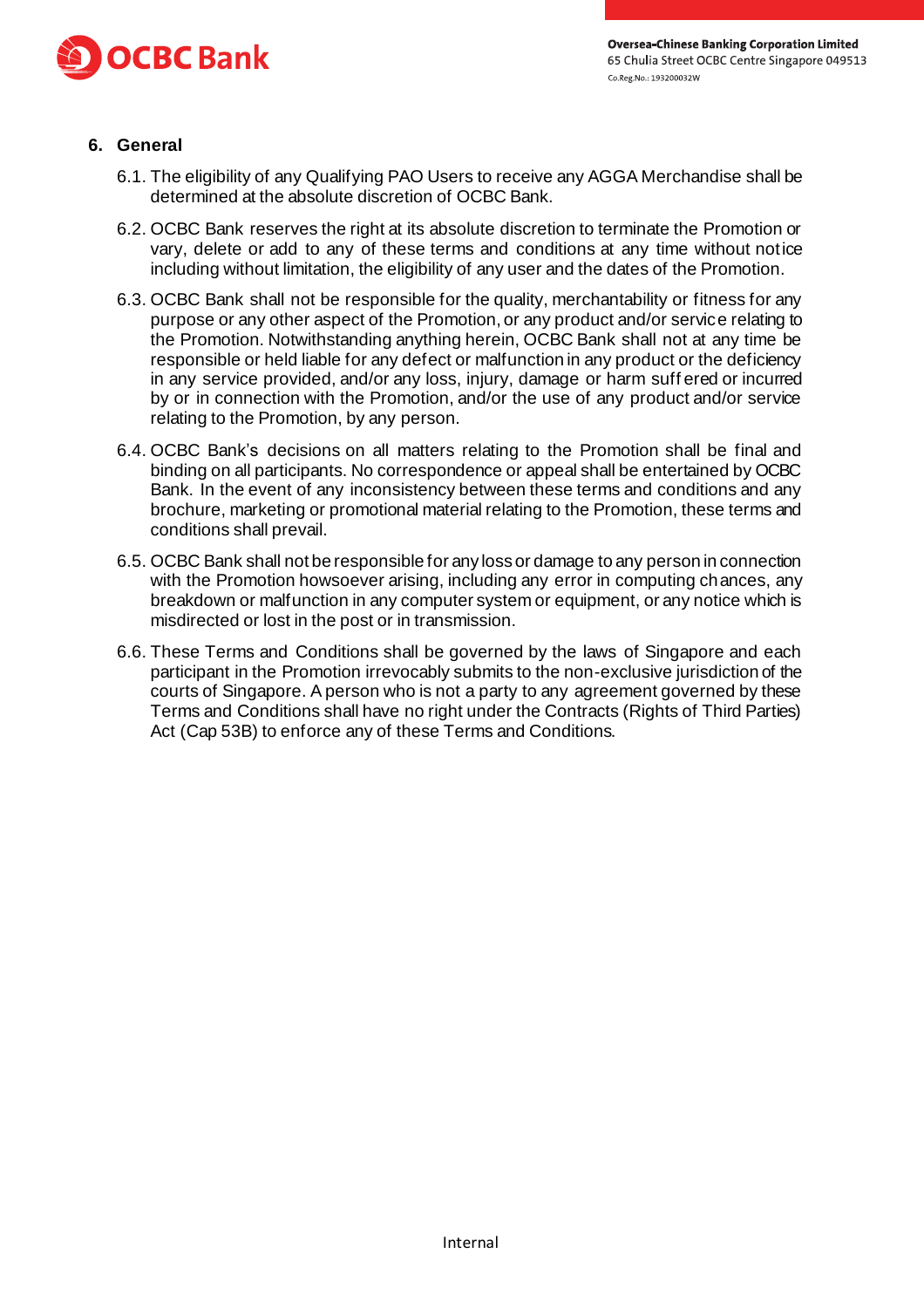## 6. General

6.1. The eligibility of any Qualifying PAO Users to receive any AGGA Merchandise shall be determined at the absolute discretion of OCBC Bank.

6.2. OCBC Bank reserves the right at its absolute discretion to terminate the Promotion or vary, delete or add to any of these terms and conditions at any time without notice including without limitation, the eligibility of any user and the dates of the Promotion.

6.3. OCBC Bank shall not be responsible for the quality, merchantability or fitness for any purpose or any other aspect of the Promotion, or any product and/or service relating to the Promotion. Notwithstanding anything herein, OCBC Bank shall not at any time be responsible or held liable for any defect or malfunction in any product or the deficiency in any service provided, and/or any loss, injury, damage or harm suffered or incurred by or in connection with the Promotion, and/or the use of any product and/or service relating to the Promotion, by any person.

6.4. OCBC Bank's decisions on all matters relating to the Promotion shall be final and binding on all participants. No correspondence or appeal shall be entertained by OCBC Bank. In the event of any inconsistency between these terms and conditions and any brochure, marketing or promotional material relating to the Promotion, these terms and conditions shall prevail.

6.5. OCBC Bank shall not be responsible for any loss or damage to any person in connection with the Promotion howsoever arising, including any error in computing chances, any breakdown or malfunction in any computer system or equipment, or any notice which is misdirected or lost in the post or in transmission.

6.6. These Terms and Conditions shall be governed by the laws of Singapore and each participant in the Promotion irrevocably submits to the non-exclusive jurisdiction of the courts of Singapore. A person who is not a party to any agreement governed by these Terms and Conditions shall have no right under the Contracts (Rights of Third Parties) Act (Cap 53B) to enforce any of these Terms and Conditions.